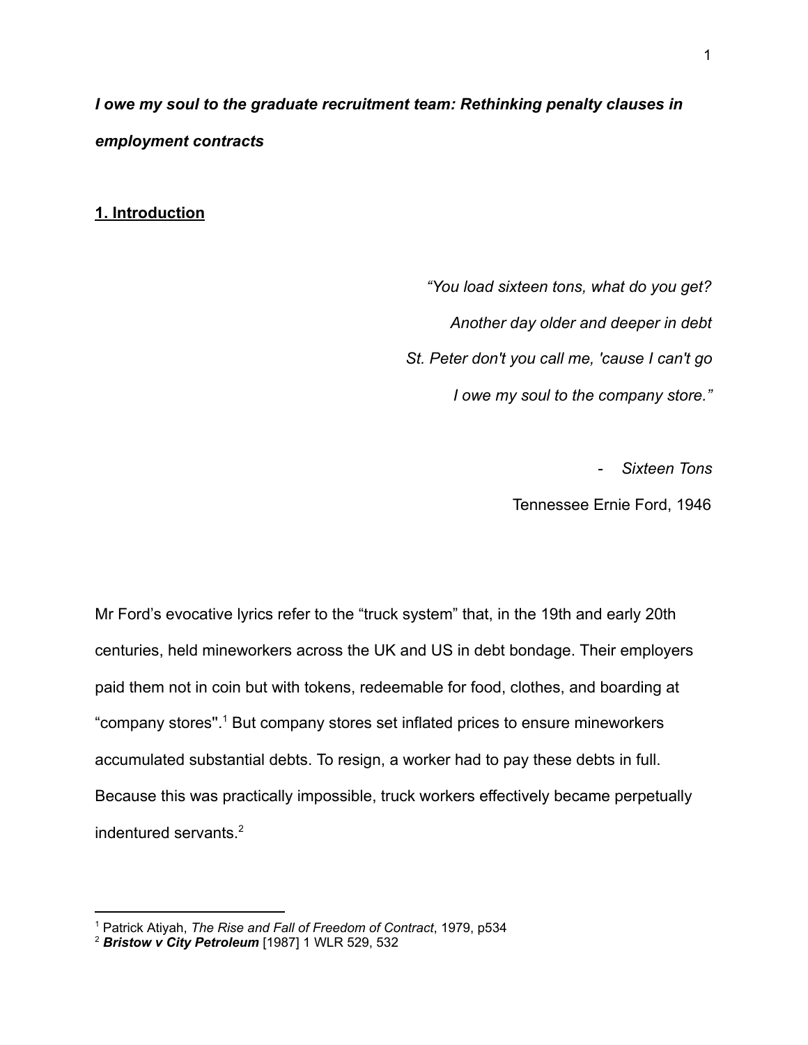***I owe my soul to the graduate recruitment team: Rethinking penalty clauses in employment contracts***

## 1. Introduction

> *"You load sixteen tons, what do you get?*
> *Another day older and deeper in debt*
> *St. Peter don't you call me, 'cause I can't go*
> *I owe my soul to the company store."*
>
> - *Sixteen Tons*
>
> Tennessee Ernie Ford, 1946

Mr Ford's evocative lyrics refer to the "truck system" that, in the 19th and early 20th centuries, held mineworkers across the UK and US in debt bondage. Their employers paid them not in coin but with tokens, redeemable for food, clothes, and boarding at "company stores".[1] But company stores set inflated prices to ensure mineworkers accumulated substantial debts. To resign, a worker had to pay these debts in full. Because this was practically impossible, truck workers effectively became perpetually indentured servants.[2]

---

[1] Patrick Atiyah, *The Rise and Fall of Freedom of Contract*, 1979, p534

[2] ***Bristow v City Petroleum*** [1987] 1 WLR 529, 532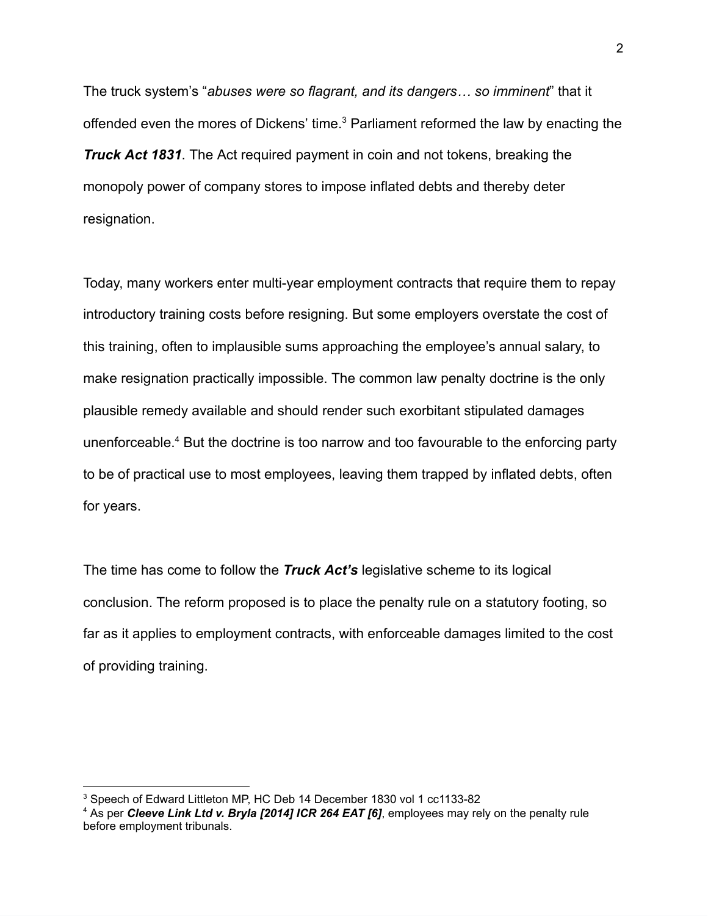The truck system's "*abuses were so flagrant, and its dangers… so imminent*" that it offended even the mores of Dickens' time.[3] Parliament reformed the law by enacting the ***Truck Act 1831***. The Act required payment in coin and not tokens, breaking the monopoly power of company stores to impose inflated debts and thereby deter resignation.

Today, many workers enter multi-year employment contracts that require them to repay introductory training costs before resigning. But some employers overstate the cost of this training, often to implausible sums approaching the employee's annual salary, to make resignation practically impossible. The common law penalty doctrine is the only plausible remedy available and should render such exorbitant stipulated damages unenforceable.[4] But the doctrine is too narrow and too favourable to the enforcing party to be of practical use to most employees, leaving them trapped by inflated debts, often for years.

The time has come to follow the ***Truck Act's*** legislative scheme to its logical conclusion. The reform proposed is to place the penalty rule on a statutory footing, so far as it applies to employment contracts, with enforceable damages limited to the cost of providing training.

---

[3] Speech of Edward Littleton MP, HC Deb 14 December 1830 vol 1 cc1133-82

[4] As per ***Cleeve Link Ltd v. Bryla [2014] ICR 264 EAT [6]***, employees may rely on the penalty rule before employment tribunals.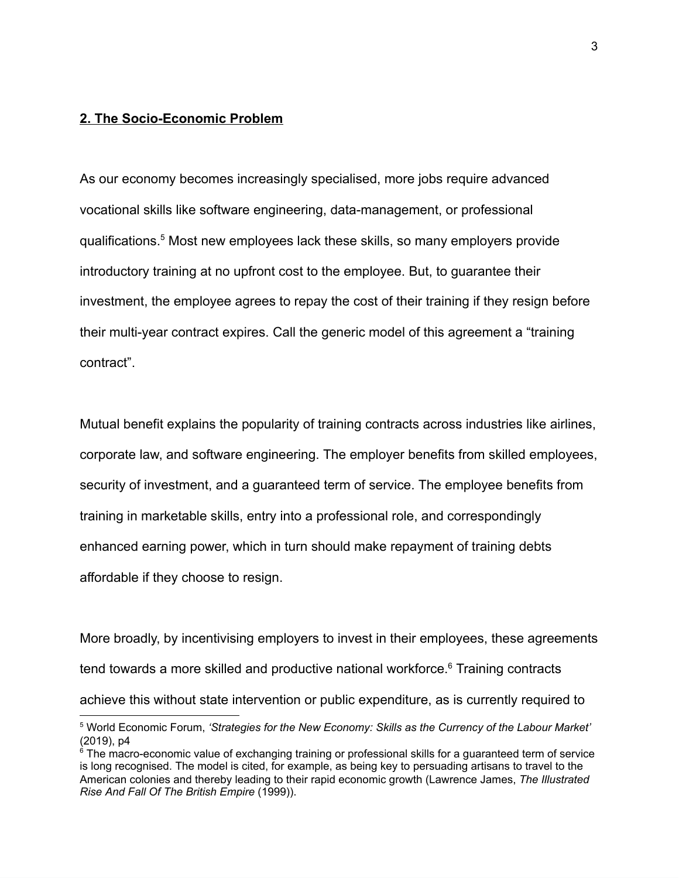## **2. The Socio-Economic Problem**

As our economy becomes increasingly specialised, more jobs require advanced vocational skills like software engineering, data-management, or professional qualifications.[5] Most new employees lack these skills, so many employers provide introductory training at no upfront cost to the employee. But, to guarantee their investment, the employee agrees to repay the cost of their training if they resign before their multi-year contract expires. Call the generic model of this agreement a "training contract".

Mutual benefit explains the popularity of training contracts across industries like airlines, corporate law, and software engineering. The employer benefits from skilled employees, security of investment, and a guaranteed term of service. The employee benefits from training in marketable skills, entry into a professional role, and correspondingly enhanced earning power, which in turn should make repayment of training debts affordable if they choose to resign.

More broadly, by incentivising employers to invest in their employees, these agreements tend towards a more skilled and productive national workforce.[6] Training contracts achieve this without state intervention or public expenditure, as is currently required to

---

[5] World Economic Forum, *'Strategies for the New Economy: Skills as the Currency of the Labour Market'* (2019), p4

[6] The macro-economic value of exchanging training or professional skills for a guaranteed term of service is long recognised. The model is cited, for example, as being key to persuading artisans to travel to the American colonies and thereby leading to their rapid economic growth (Lawrence James, *The Illustrated Rise And Fall Of The British Empire* (1999)).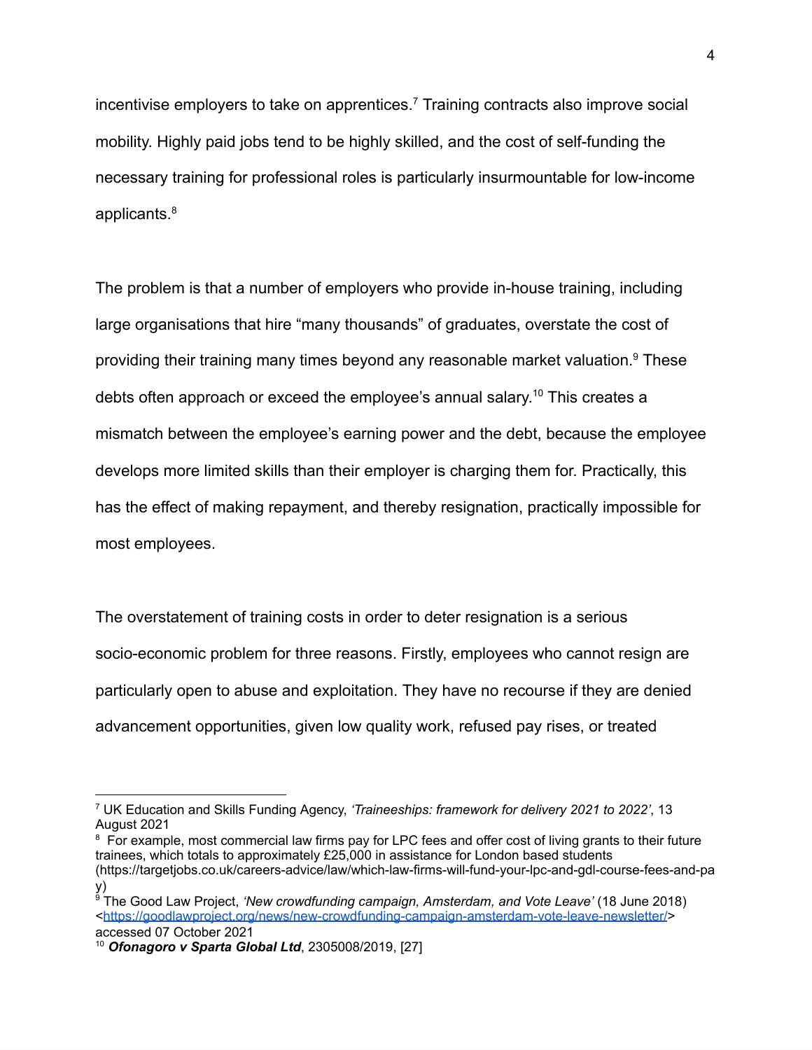incentivise employers to take on apprentices.[7] Training contracts also improve social mobility. Highly paid jobs tend to be highly skilled, and the cost of self-funding the necessary training for professional roles is particularly insurmountable for low-income applicants.[8]

The problem is that a number of employers who provide in-house training, including large organisations that hire "many thousands" of graduates, overstate the cost of providing their training many times beyond any reasonable market valuation.[9] These debts often approach or exceed the employee's annual salary.[10] This creates a mismatch between the employee's earning power and the debt, because the employee develops more limited skills than their employer is charging them for. Practically, this has the effect of making repayment, and thereby resignation, practically impossible for most employees.

The overstatement of training costs in order to deter resignation is a serious socio-economic problem for three reasons. Firstly, employees who cannot resign are particularly open to abuse and exploitation. They have no recourse if they are denied advancement opportunities, given low quality work, refused pay rises, or treated

---

[7] UK Education and Skills Funding Agency, *'Traineeships: framework for delivery 2021 to 2022'*, 13 August 2021

[8] For example, most commercial law firms pay for LPC fees and offer cost of living grants to their future trainees, which totals to approximately £25,000 in assistance for London based students (https://targetjobs.co.uk/careers-advice/law/which-law-firms-will-fund-your-lpc-and-gdl-course-fees-and-pay)

[9] The Good Law Project, *'New crowdfunding campaign, Amsterdam, and Vote Leave'* (18 June 2018) <https://goodlawproject.org/news/new-crowdfunding-campaign-amsterdam-vote-leave-newsletter/> accessed 07 October 2021

[10] ***Ofonagoro v Sparta Global Ltd***, 2305008/2019, [27]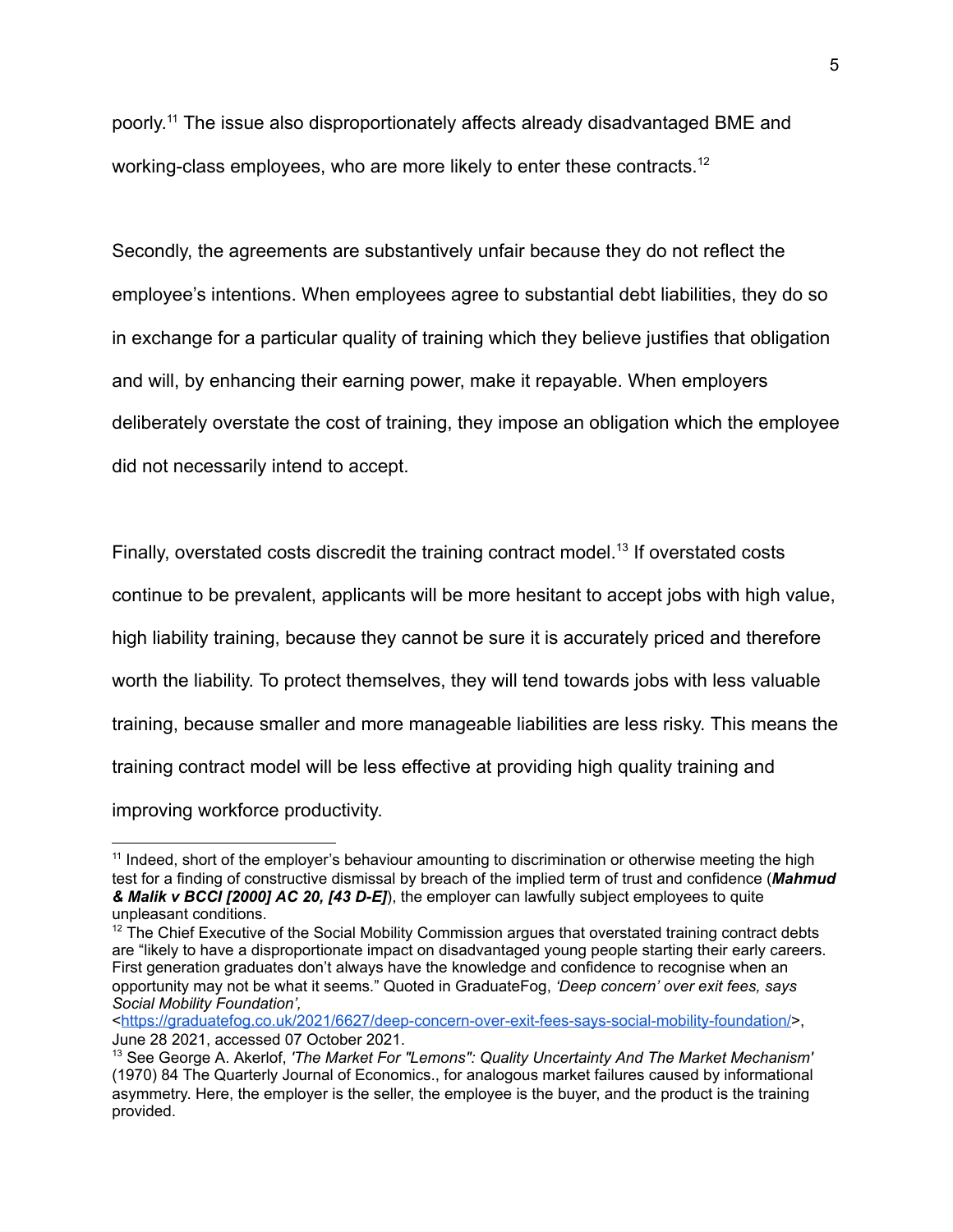poorly.[11] The issue also disproportionately affects already disadvantaged BME and working-class employees, who are more likely to enter these contracts.[12]

Secondly, the agreements are substantively unfair because they do not reflect the employee's intentions. When employees agree to substantial debt liabilities, they do so in exchange for a particular quality of training which they believe justifies that obligation and will, by enhancing their earning power, make it repayable. When employers deliberately overstate the cost of training, they impose an obligation which the employee did not necessarily intend to accept.

Finally, overstated costs discredit the training contract model.[13] If overstated costs continue to be prevalent, applicants will be more hesitant to accept jobs with high value, high liability training, because they cannot be sure it is accurately priced and therefore worth the liability. To protect themselves, they will tend towards jobs with less valuable training, because smaller and more manageable liabilities are less risky. This means the training contract model will be less effective at providing high quality training and improving workforce productivity.

---

[11] Indeed, short of the employer's behaviour amounting to discrimination or otherwise meeting the high test for a finding of constructive dismissal by breach of the implied term of trust and confidence (***Mahmud & Malik v BCCI [2000] AC 20, [43 D-E]***), the employer can lawfully subject employees to quite unpleasant conditions.

[12] The Chief Executive of the Social Mobility Commission argues that overstated training contract debts are "likely to have a disproportionate impact on disadvantaged young people starting their early careers. First generation graduates don't always have the knowledge and confidence to recognise when an opportunity may not be what it seems." Quoted in GraduateFog, *'Deep concern' over exit fees, says Social Mobility Foundation',* <https://graduatefog.co.uk/2021/6627/deep-concern-over-exit-fees-says-social-mobility-foundation/>, June 28 2021, accessed 07 October 2021.

[13] See George A. Akerlof, *'The Market For "Lemons": Quality Uncertainty And The Market Mechanism'* (1970) 84 The Quarterly Journal of Economics., for analogous market failures caused by informational asymmetry. Here, the employer is the seller, the employee is the buyer, and the product is the training provided.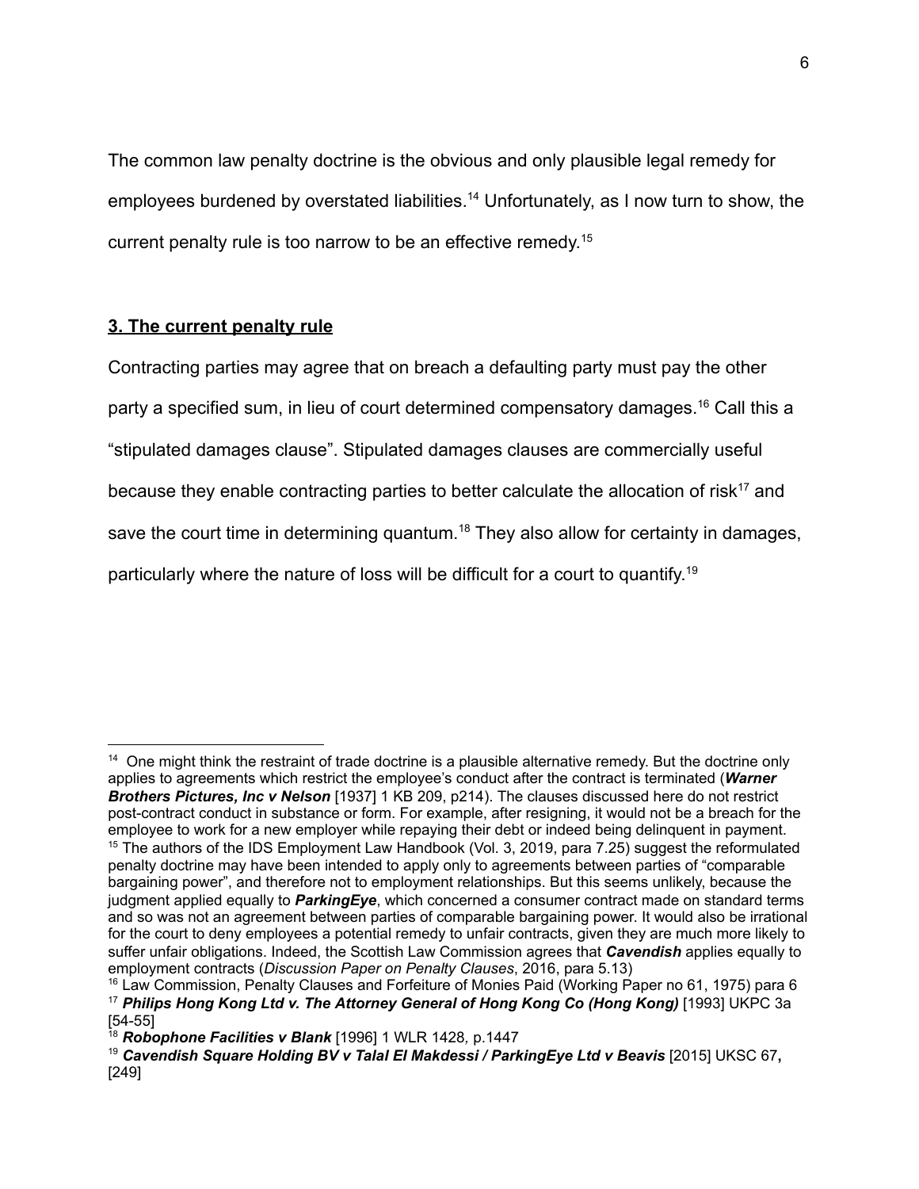The common law penalty doctrine is the obvious and only plausible legal remedy for employees burdened by overstated liabilities.[14] Unfortunately, as I now turn to show, the current penalty rule is too narrow to be an effective remedy.[15]

## **3. The current penalty rule**

Contracting parties may agree that on breach a defaulting party must pay the other party a specified sum, in lieu of court determined compensatory damages.[16] Call this a "stipulated damages clause". Stipulated damages clauses are commercially useful because they enable contracting parties to better calculate the allocation of risk[17] and save the court time in determining quantum.[18] They also allow for certainty in damages, particularly where the nature of loss will be difficult for a court to quantify.[19]

---

[14] One might think the restraint of trade doctrine is a plausible alternative remedy. But the doctrine only applies to agreements which restrict the employee's conduct after the contract is terminated (***Warner Brothers Pictures, Inc v Nelson*** [1937] 1 KB 209, p214). The clauses discussed here do not restrict post-contract conduct in substance or form. For example, after resigning, it would not be a breach for the employee to work for a new employer while repaying their debt or indeed being delinquent in payment.

[15] The authors of the IDS Employment Law Handbook (Vol. 3, 2019, para 7.25) suggest the reformulated penalty doctrine may have been intended to apply only to agreements between parties of "comparable bargaining power", and therefore not to employment relationships. But this seems unlikely, because the judgment applied equally to ***ParkingEye***, which concerned a consumer contract made on standard terms and so was not an agreement between parties of comparable bargaining power. It would also be irrational for the court to deny employees a potential remedy to unfair contracts, given they are much more likely to suffer unfair obligations. Indeed, the Scottish Law Commission agrees that ***Cavendish*** applies equally to employment contracts (*Discussion Paper on Penalty Clauses*, 2016, para 5.13)

[16] Law Commission, Penalty Clauses and Forfeiture of Monies Paid (Working Paper no 61, 1975) para 6

[17] ***Philips Hong Kong Ltd v. The Attorney General of Hong Kong Co (Hong Kong)*** [1993] UKPC 3a [54-55]

[18] ***Robophone Facilities v Blank*** [1996] 1 WLR 1428, p.1447

[19] ***Cavendish Square Holding BV v Talal El Makdessi / ParkingEye Ltd v Beavis*** [2015] UKSC 67**,** [249]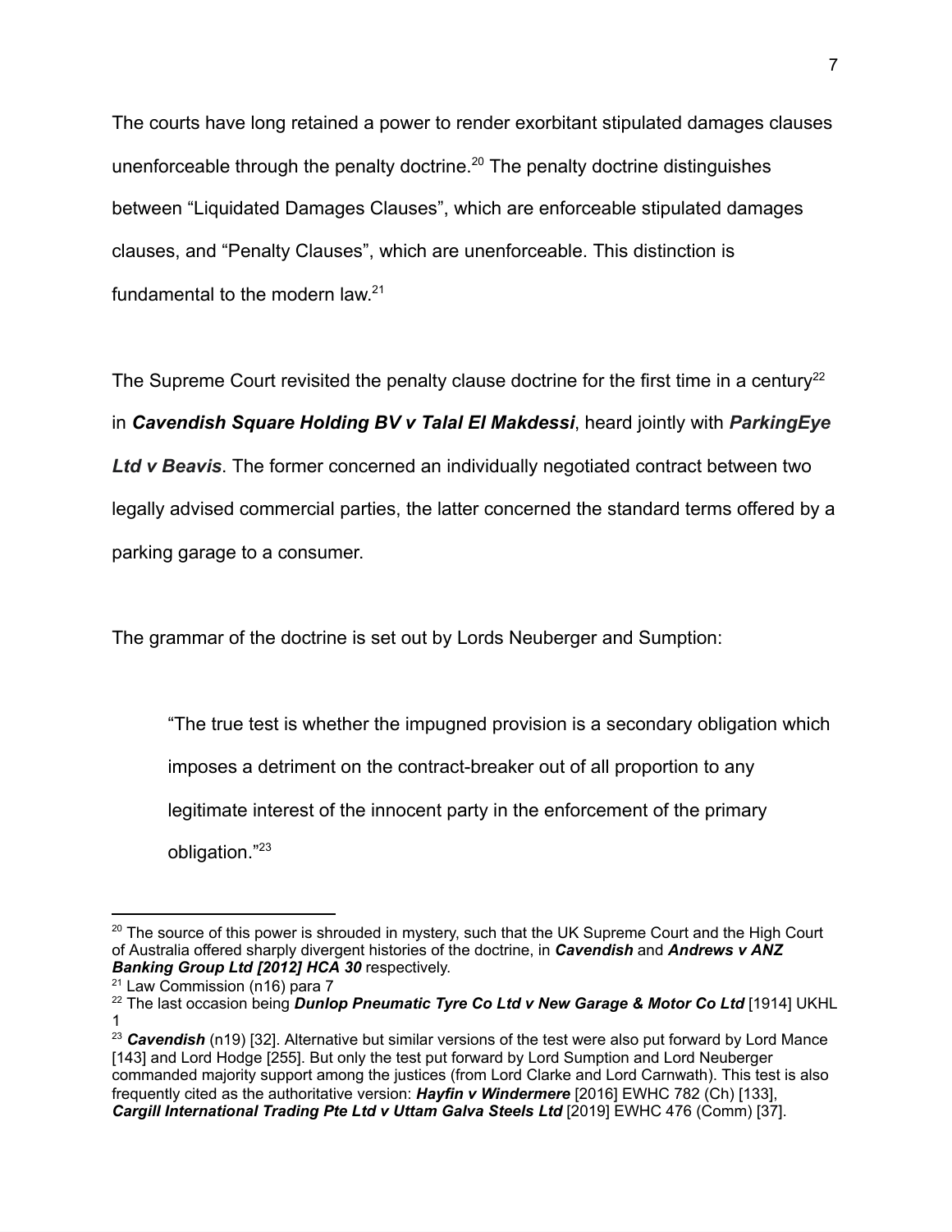The courts have long retained a power to render exorbitant stipulated damages clauses unenforceable through the penalty doctrine.[20] The penalty doctrine distinguishes between “Liquidated Damages Clauses”, which are enforceable stipulated damages clauses, and “Penalty Clauses”, which are unenforceable. This distinction is fundamental to the modern law.[21]

The Supreme Court revisited the penalty clause doctrine for the first time in a century[22] in ***Cavendish Square Holding BV v Talal El Makdessi***, heard jointly with ***ParkingEye Ltd v Beavis***. The former concerned an individually negotiated contract between two legally advised commercial parties, the latter concerned the standard terms offered by a parking garage to a consumer.

The grammar of the doctrine is set out by Lords Neuberger and Sumption:

> “The true test is whether the impugned provision is a secondary obligation which imposes a detriment on the contract-breaker out of all proportion to any legitimate interest of the innocent party in the enforcement of the primary obligation.”[23]

---

[20] The source of this power is shrouded in mystery, such that the UK Supreme Court and the High Court of Australia offered sharply divergent histories of the doctrine, in ***Cavendish*** and ***Andrews v ANZ Banking Group Ltd [2012] HCA 30*** respectively.

[21] Law Commission (n16) para 7

[22] The last occasion being ***Dunlop Pneumatic Tyre Co Ltd v New Garage & Motor Co Ltd*** [1914] UKHL 1

[23] ***Cavendish*** (n19) [32]. Alternative but similar versions of the test were also put forward by Lord Mance [143] and Lord Hodge [255]. But only the test put forward by Lord Sumption and Lord Neuberger commanded majority support among the justices (from Lord Clarke and Lord Carnwath). This test is also frequently cited as the authoritative version: ***Hayfin v Windermere*** [2016] EWHC 782 (Ch) [133], ***Cargill International Trading Pte Ltd v Uttam Galva Steels Ltd*** [2019] EWHC 476 (Comm) [37].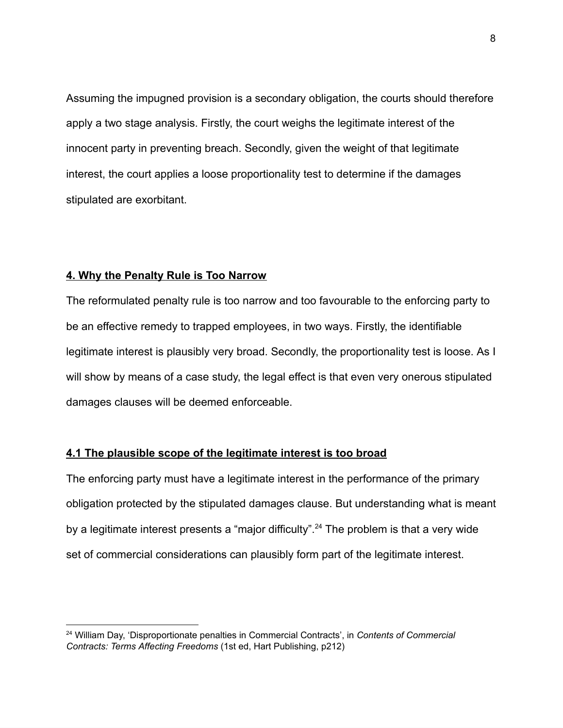Assuming the impugned provision is a secondary obligation, the courts should therefore apply a two stage analysis. Firstly, the court weighs the legitimate interest of the innocent party in preventing breach. Secondly, given the weight of that legitimate interest, the court applies a loose proportionality test to determine if the damages stipulated are exorbitant.

## 4. Why the Penalty Rule is Too Narrow

The reformulated penalty rule is too narrow and too favourable to the enforcing party to be an effective remedy to trapped employees, in two ways. Firstly, the identifiable legitimate interest is plausibly very broad. Secondly, the proportionality test is loose. As I will show by means of a case study, the legal effect is that even very onerous stipulated damages clauses will be deemed enforceable.

### 4.1 The plausible scope of the legitimate interest is too broad

The enforcing party must have a legitimate interest in the performance of the primary obligation protected by the stipulated damages clause. But understanding what is meant by a legitimate interest presents a "major difficulty".[24] The problem is that a very wide set of commercial considerations can plausibly form part of the legitimate interest.

---

[24] William Day, 'Disproportionate penalties in Commercial Contracts', in *Contents of Commercial Contracts: Terms Affecting Freedoms* (1st ed, Hart Publishing, p212)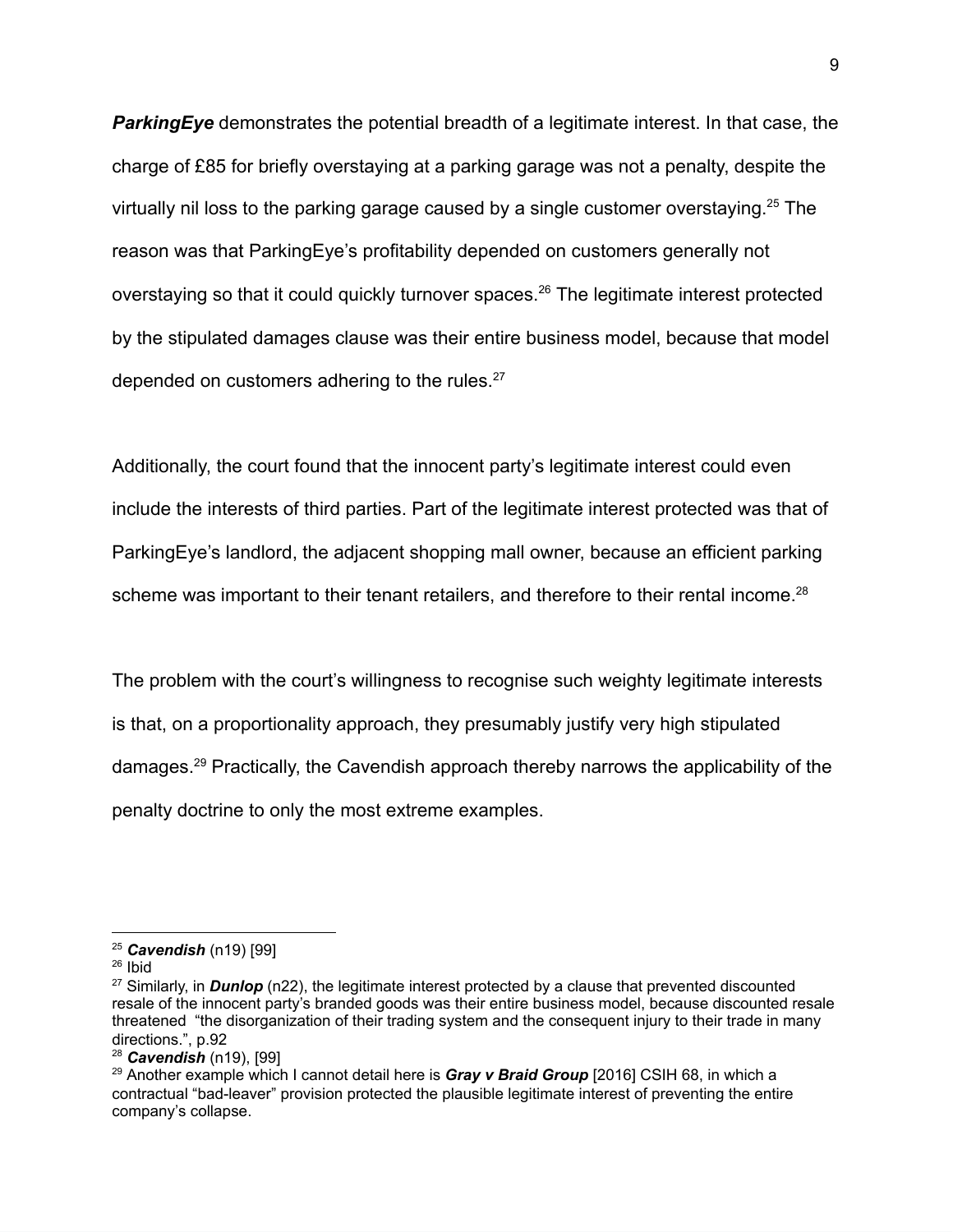***ParkingEye*** demonstrates the potential breadth of a legitimate interest. In that case, the charge of £85 for briefly overstaying at a parking garage was not a penalty, despite the virtually nil loss to the parking garage caused by a single customer overstaying.[25] The reason was that ParkingEye's profitability depended on customers generally not overstaying so that it could quickly turnover spaces.[26] The legitimate interest protected by the stipulated damages clause was their entire business model, because that model depended on customers adhering to the rules.[27]

Additionally, the court found that the innocent party's legitimate interest could even include the interests of third parties. Part of the legitimate interest protected was that of ParkingEye's landlord, the adjacent shopping mall owner, because an efficient parking scheme was important to their tenant retailers, and therefore to their rental income.[28]

The problem with the court's willingness to recognise such weighty legitimate interests is that, on a proportionality approach, they presumably justify very high stipulated damages.[29] Practically, the Cavendish approach thereby narrows the applicability of the penalty doctrine to only the most extreme examples.

---

[25] ***Cavendish*** (n19) [99]

[26] Ibid

[27] Similarly, in ***Dunlop*** (n22), the legitimate interest protected by a clause that prevented discounted resale of the innocent party's branded goods was their entire business model, because discounted resale threatened "the disorganization of their trading system and the consequent injury to their trade in many directions.", p.92

[28] ***Cavendish*** (n19), [99]

[29] Another example which I cannot detail here is ***Gray v Braid Group*** [2016] CSIH 68, in which a contractual "bad-leaver" provision protected the plausible legitimate interest of preventing the entire company's collapse.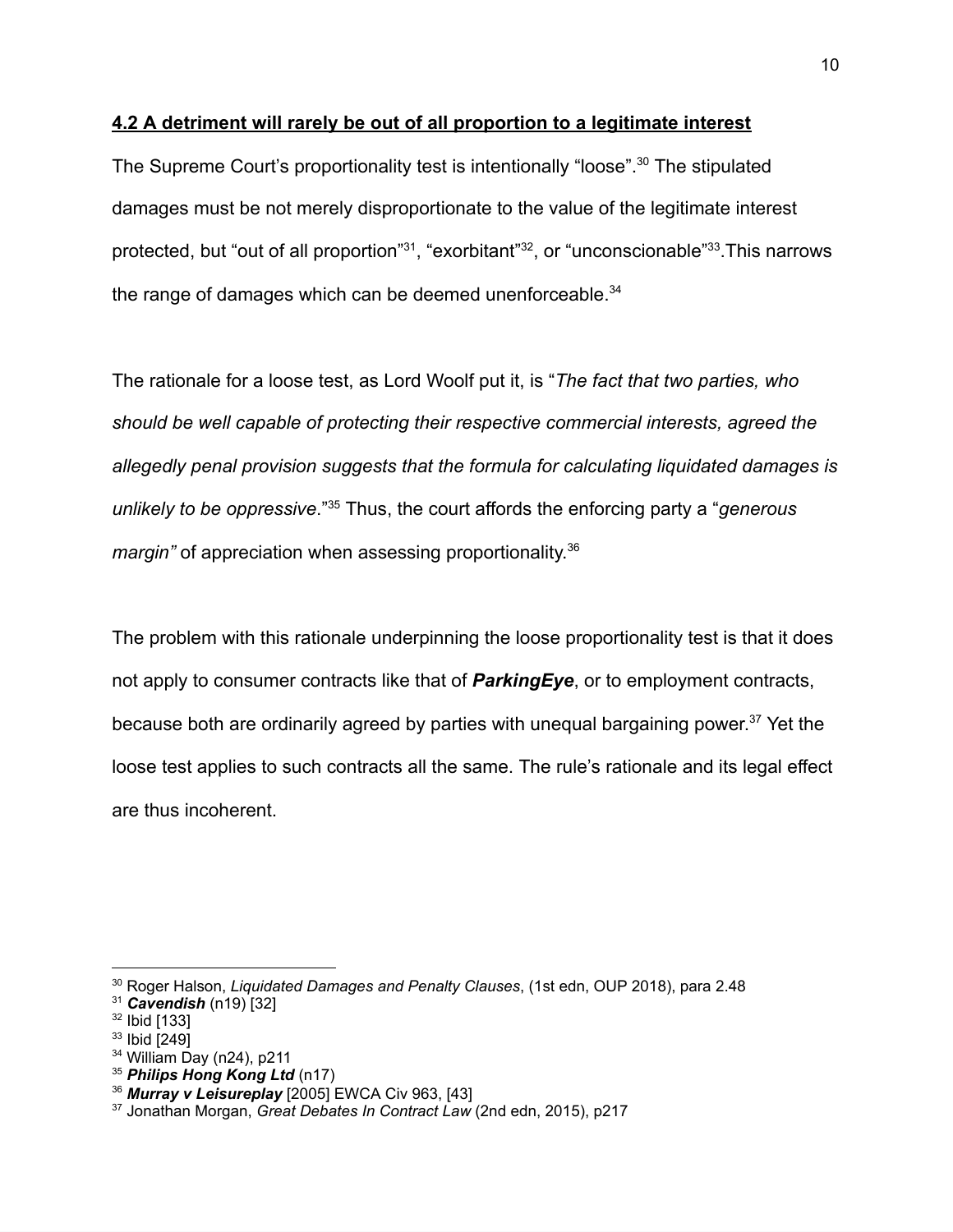**4.2 A detriment will rarely be out of all proportion to a legitimate interest**

The Supreme Court's proportionality test is intentionally "loose".[30] The stipulated damages must be not merely disproportionate to the value of the legitimate interest protected, but "out of all proportion"[31], "exorbitant"[32], or "unconscionable"[33].This narrows the range of damages which can be deemed unenforceable.[34]

The rationale for a loose test, as Lord Woolf put it, is "*The fact that two parties, who should be well capable of protecting their respective commercial interests, agreed the allegedly penal provision suggests that the formula for calculating liquidated damages is unlikely to be oppressive*."[35] Thus, the court affords the enforcing party a "*generous margin"* of appreciation when assessing proportionality.[36]

The problem with this rationale underpinning the loose proportionality test is that it does not apply to consumer contracts like that of ***ParkingEye***, or to employment contracts, because both are ordinarily agreed by parties with unequal bargaining power.[37] Yet the loose test applies to such contracts all the same. The rule's rationale and its legal effect are thus incoherent.

---

[30] Roger Halson, *Liquidated Damages and Penalty Clauses*, (1st edn, OUP 2018), para 2.48

[31] ***Cavendish*** (n19) [32]

[32] Ibid [133]

[33] Ibid [249]

[34] William Day (n24), p211

[35] ***Philips Hong Kong Ltd*** (n17)

[36] ***Murray v Leisureplay*** [2005] EWCA Civ 963, [43]

[37] Jonathan Morgan, *Great Debates In Contract Law* (2nd edn, 2015), p217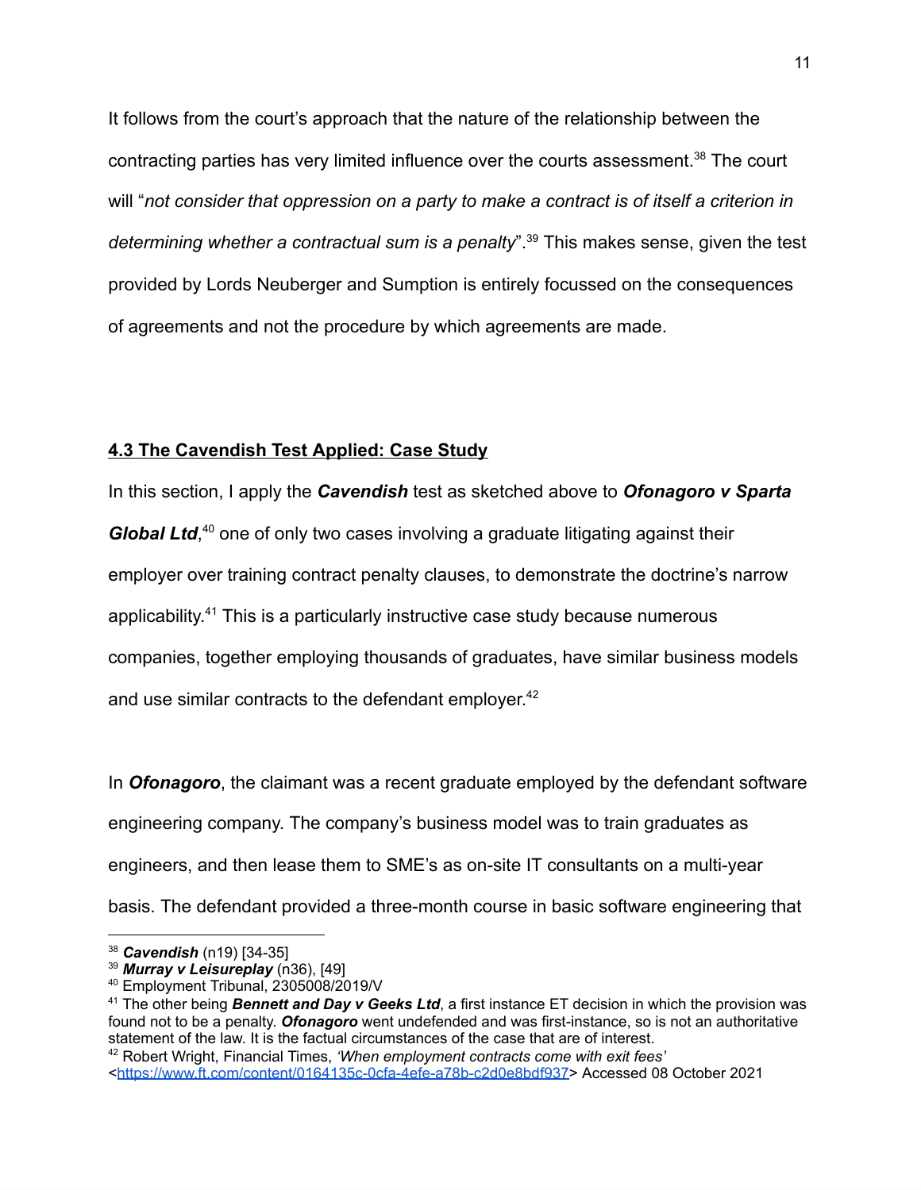It follows from the court's approach that the nature of the relationship between the contracting parties has very limited influence over the courts assessment.[38] The court will "*not consider that oppression on a party to make a contract is of itself a criterion in determining whether a contractual sum is a penalty*".[39] This makes sense, given the test provided by Lords Neuberger and Sumption is entirely focussed on the consequences of agreements and not the procedure by which agreements are made.

### 4.3 The Cavendish Test Applied: Case Study

In this section, I apply the ***Cavendish*** test as sketched above to ***Ofonagoro v Sparta Global Ltd***,[40] one of only two cases involving a graduate litigating against their employer over training contract penalty clauses, to demonstrate the doctrine's narrow applicability.[41] This is a particularly instructive case study because numerous companies, together employing thousands of graduates, have similar business models and use similar contracts to the defendant employer.[42]

In ***Ofonagoro***, the claimant was a recent graduate employed by the defendant software engineering company. The company's business model was to train graduates as engineers, and then lease them to SME's as on-site IT consultants on a multi-year basis. The defendant provided a three-month course in basic software engineering that

---

[38] ***Cavendish*** (n19) [34-35]

[39] ***Murray v Leisureplay*** (n36), [49]

[40] Employment Tribunal, 2305008/2019/V

[41] The other being ***Bennett and Day v Geeks Ltd***, a first instance ET decision in which the provision was found not to be a penalty. ***Ofonagoro*** went undefended and was first-instance, so is not an authoritative statement of the law. It is the factual circumstances of the case that are of interest.

[42] Robert Wright, Financial Times, *'When employment contracts come with exit fees'* <https://www.ft.com/content/0164135c-0cfa-4efe-a78b-c2d0e8bdf937> Accessed 08 October 2021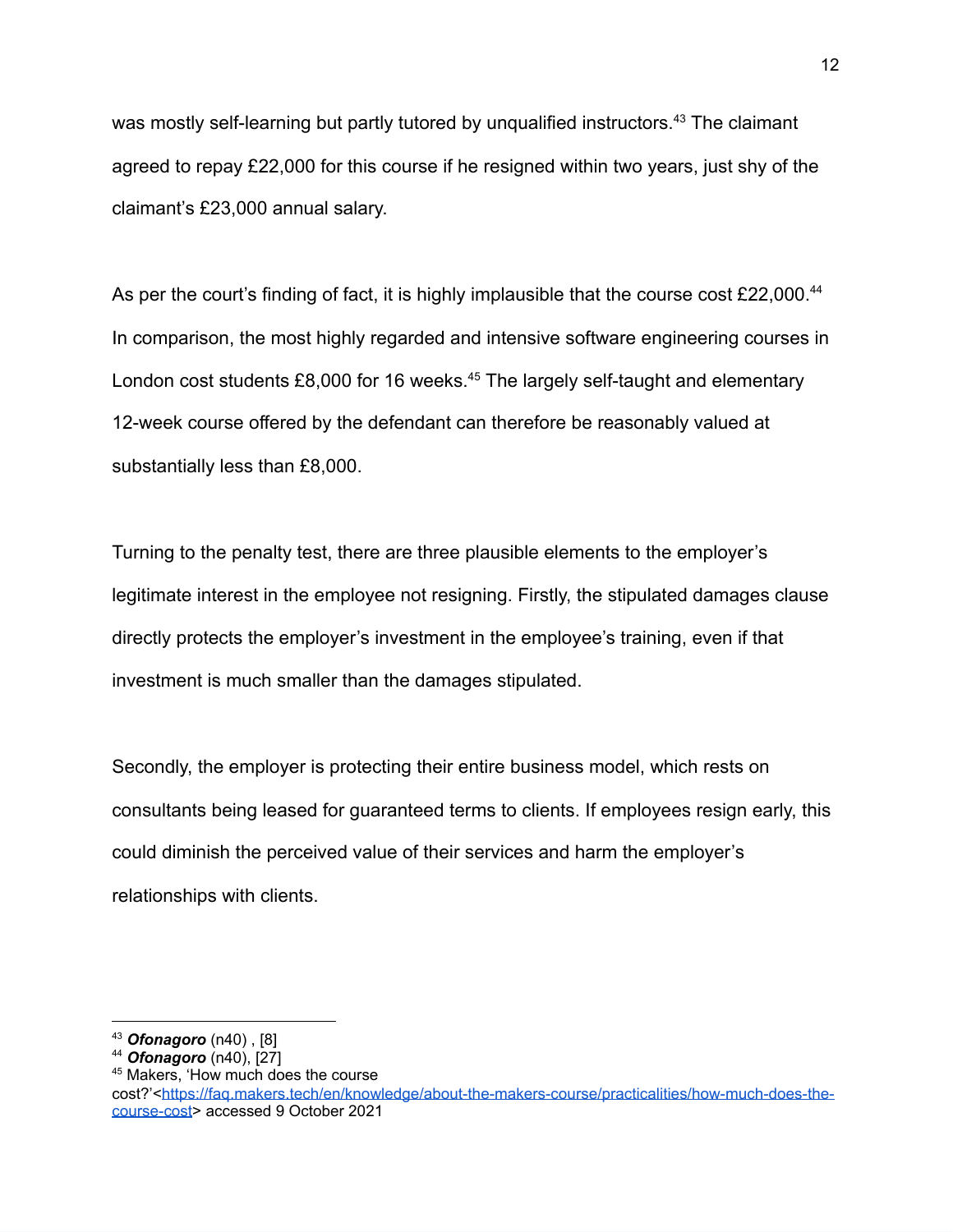was mostly self-learning but partly tutored by unqualified instructors.[43] The claimant agreed to repay £22,000 for this course if he resigned within two years, just shy of the claimant's £23,000 annual salary.

As per the court's finding of fact, it is highly implausible that the course cost £22,000.[44] In comparison, the most highly regarded and intensive software engineering courses in London cost students £8,000 for 16 weeks.[45] The largely self-taught and elementary 12-week course offered by the defendant can therefore be reasonably valued at substantially less than £8,000.

Turning to the penalty test, there are three plausible elements to the employer's legitimate interest in the employee not resigning. Firstly, the stipulated damages clause directly protects the employer's investment in the employee's training, even if that investment is much smaller than the damages stipulated.

Secondly, the employer is protecting their entire business model, which rests on consultants being leased for guaranteed terms to clients. If employees resign early, this could diminish the perceived value of their services and harm the employer's relationships with clients.

---

[43] ***Ofonagoro*** (n40) , [8]

[44] ***Ofonagoro*** (n40), [27]

[45] Makers, 'How much does the course cost?'<https://faq.makers.tech/en/knowledge/about-the-makers-course/practicalities/how-much-does-the-course-cost> accessed 9 October 2021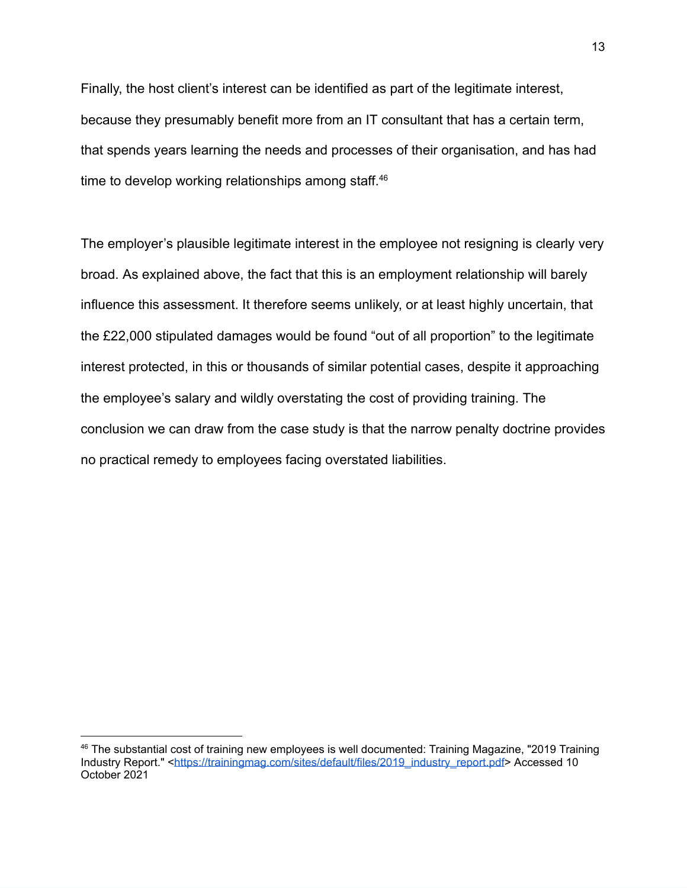Finally, the host client's interest can be identified as part of the legitimate interest, because they presumably benefit more from an IT consultant that has a certain term, that spends years learning the needs and processes of their organisation, and has had time to develop working relationships among staff.[46]

The employer's plausible legitimate interest in the employee not resigning is clearly very broad. As explained above, the fact that this is an employment relationship will barely influence this assessment. It therefore seems unlikely, or at least highly uncertain, that the £22,000 stipulated damages would be found "out of all proportion" to the legitimate interest protected, in this or thousands of similar potential cases, despite it approaching the employee's salary and wildly overstating the cost of providing training. The conclusion we can draw from the case study is that the narrow penalty doctrine provides no practical remedy to employees facing overstated liabilities.

---

[46] The substantial cost of training new employees is well documented: Training Magazine, "2019 Training Industry Report." <https://trainingmag.com/sites/default/files/2019_industry_report.pdf> Accessed 10 October 2021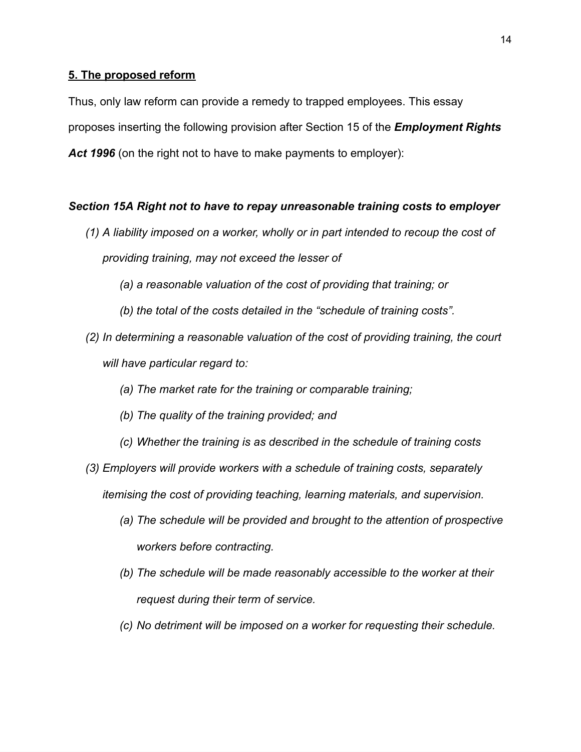## **5. The proposed reform**

Thus, only law reform can provide a remedy to trapped employees. This essay proposes inserting the following provision after Section 15 of the ***Employment Rights Act 1996*** (on the right not to have to make payments to employer):

***Section 15A Right not to have to repay unreasonable training costs to employer***

*(1) A liability imposed on a worker, wholly or in part intended to recoup the cost of providing training, may not exceed the lesser of*

*(a) a reasonable valuation of the cost of providing that training; or*

*(b) the total of the costs detailed in the "schedule of training costs".*

*(2) In determining a reasonable valuation of the cost of providing training, the court will have particular regard to:*

*(a) The market rate for the training or comparable training;*

*(b) The quality of the training provided; and*

*(c) Whether the training is as described in the schedule of training costs*

*(3) Employers will provide workers with a schedule of training costs, separately itemising the cost of providing teaching, learning materials, and supervision.*

*(a) The schedule will be provided and brought to the attention of prospective workers before contracting.*

*(b) The schedule will be made reasonably accessible to the worker at their request during their term of service.*

*(c) No detriment will be imposed on a worker for requesting their schedule.*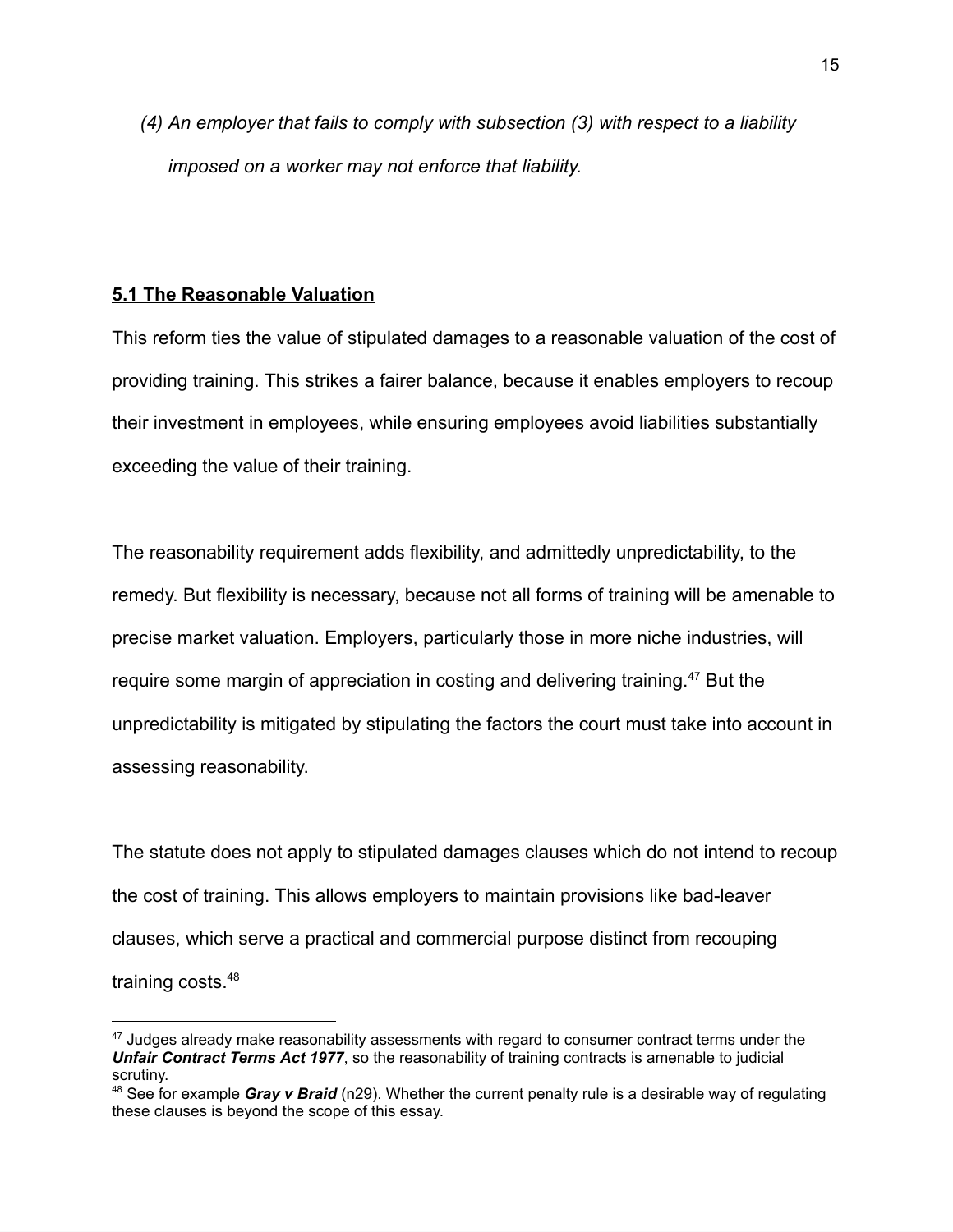*(4) An employer that fails to comply with subsection (3) with respect to a liability imposed on a worker may not enforce that liability.*

**5.1 The Reasonable Valuation**

This reform ties the value of stipulated damages to a reasonable valuation of the cost of providing training. This strikes a fairer balance, because it enables employers to recoup their investment in employees, while ensuring employees avoid liabilities substantially exceeding the value of their training.

The reasonability requirement adds flexibility, and admittedly unpredictability, to the remedy. But flexibility is necessary, because not all forms of training will be amenable to precise market valuation. Employers, particularly those in more niche industries, will require some margin of appreciation in costing and delivering training.[47] But the unpredictability is mitigated by stipulating the factors the court must take into account in assessing reasonability.

The statute does not apply to stipulated damages clauses which do not intend to recoup the cost of training. This allows employers to maintain provisions like bad-leaver clauses, which serve a practical and commercial purpose distinct from recouping training costs.[48]

[47] Judges already make reasonability assessments with regard to consumer contract terms under the ***Unfair Contract Terms Act 1977***, so the reasonability of training contracts is amenable to judicial scrutiny.

[48] See for example ***Gray v Braid*** (n29). Whether the current penalty rule is a desirable way of regulating these clauses is beyond the scope of this essay.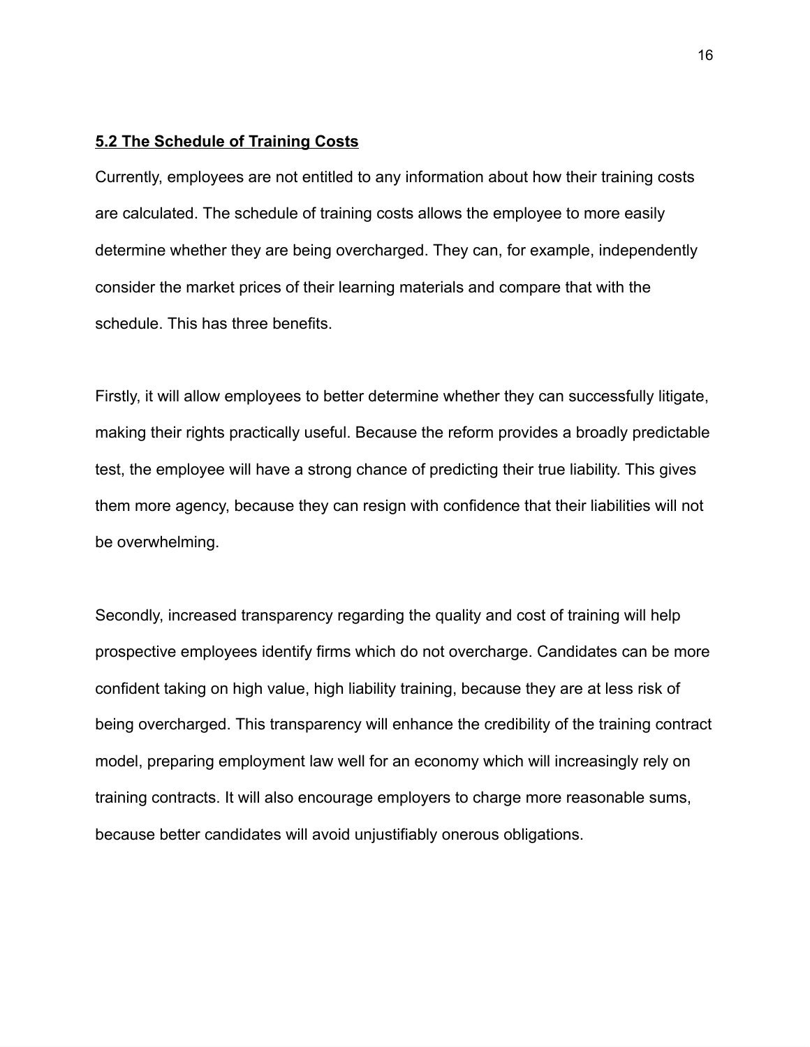## **5.2 The Schedule of Training Costs**

Currently, employees are not entitled to any information about how their training costs are calculated. The schedule of training costs allows the employee to more easily determine whether they are being overcharged. They can, for example, independently consider the market prices of their learning materials and compare that with the schedule. This has three benefits.

Firstly, it will allow employees to better determine whether they can successfully litigate, making their rights practically useful. Because the reform provides a broadly predictable test, the employee will have a strong chance of predicting their true liability. This gives them more agency, because they can resign with confidence that their liabilities will not be overwhelming.

Secondly, increased transparency regarding the quality and cost of training will help prospective employees identify firms which do not overcharge. Candidates can be more confident taking on high value, high liability training, because they are at less risk of being overcharged. This transparency will enhance the credibility of the training contract model, preparing employment law well for an economy which will increasingly rely on training contracts. It will also encourage employers to charge more reasonable sums, because better candidates will avoid unjustifiably onerous obligations.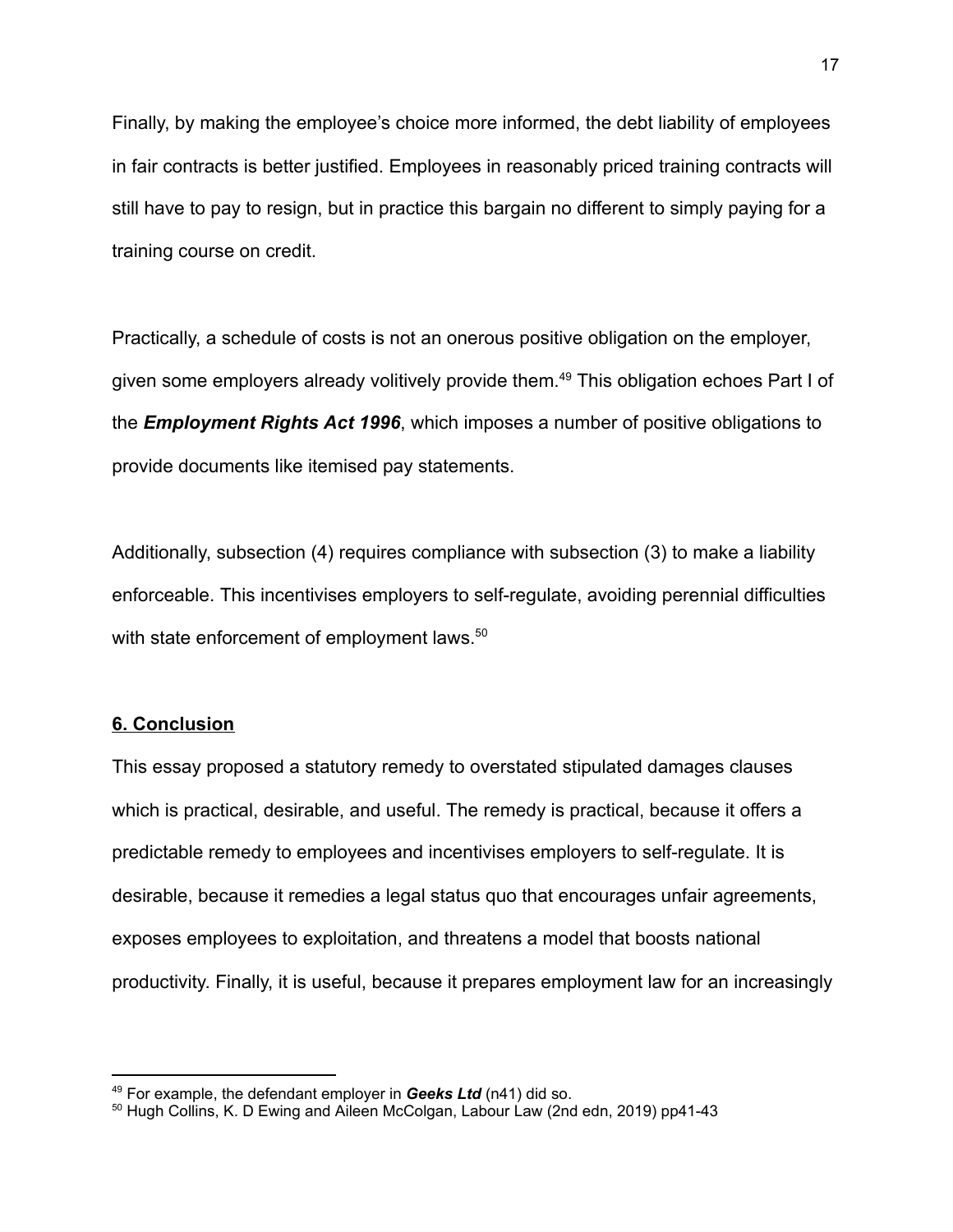Finally, by making the employee's choice more informed, the debt liability of employees in fair contracts is better justified. Employees in reasonably priced training contracts will still have to pay to resign, but in practice this bargain no different to simply paying for a training course on credit.

Practically, a schedule of costs is not an onerous positive obligation on the employer, given some employers already volitively provide them.[49] This obligation echoes Part I of the ***Employment Rights Act 1996***, which imposes a number of positive obligations to provide documents like itemised pay statements.

Additionally, subsection (4) requires compliance with subsection (3) to make a liability enforceable. This incentivises employers to self-regulate, avoiding perennial difficulties with state enforcement of employment laws.[50]

## 6. Conclusion

This essay proposed a statutory remedy to overstated stipulated damages clauses which is practical, desirable, and useful. The remedy is practical, because it offers a predictable remedy to employees and incentivises employers to self-regulate. It is desirable, because it remedies a legal status quo that encourages unfair agreements, exposes employees to exploitation, and threatens a model that boosts national productivity. Finally, it is useful, because it prepares employment law for an increasingly

---

[49] For example, the defendant employer in ***Geeks Ltd*** (n41) did so.

[50] Hugh Collins, K. D Ewing and Aileen McColgan, Labour Law (2nd edn, 2019) pp41-43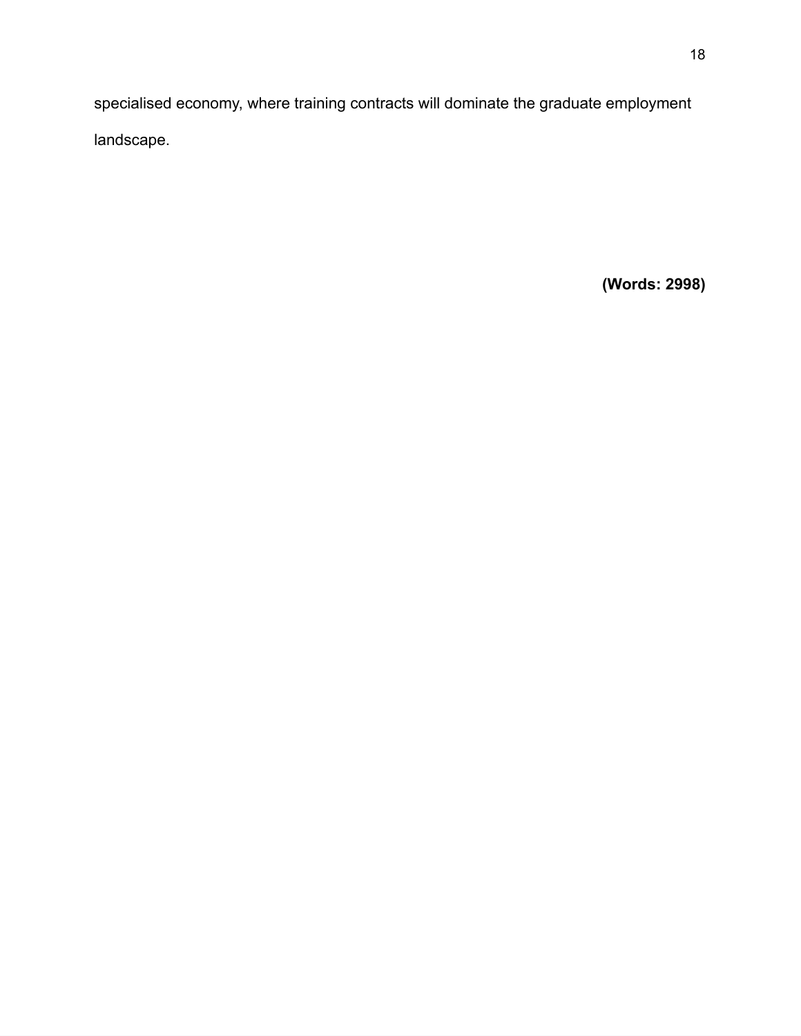specialised economy, where training contracts will dominate the graduate employment landscape.

**(Words: 2998)**